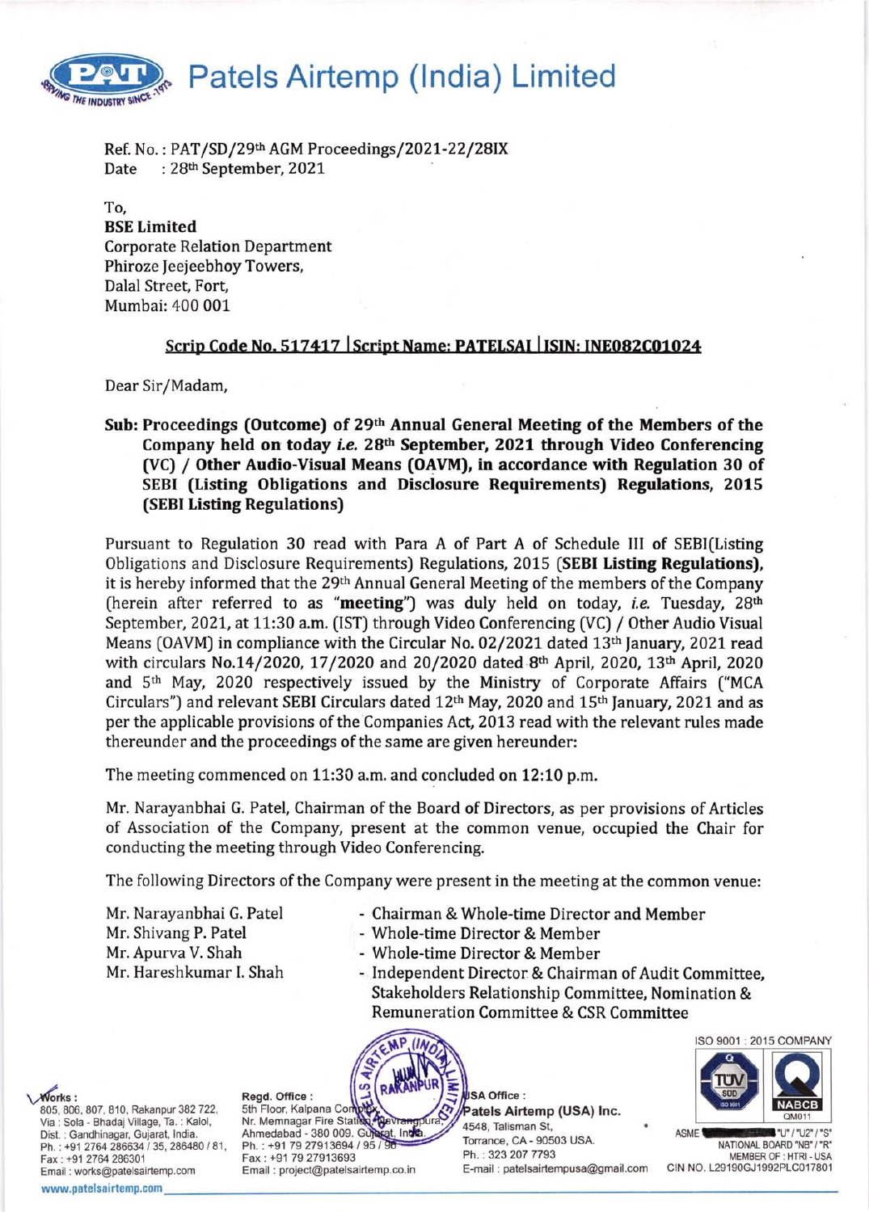# Patels Airtemp (India) Limited

Ref. No.: PAT/SD/29th AGM Proceedings/2021-22/28IX
Date : 28th September, 2021

To,
**BSE Limited**
Corporate Relation Department
Phiroze Jeejeebhoy Towers,
Dalal Street, Fort,
Mumbai: 400 001

**Scrip Code No. 517417 | Script Name: PATELSAI | ISIN: INE082C01024**

Dear Sir/Madam,

**Sub: Proceedings (Outcome) of 29th Annual General Meeting of the Members of the Company held on today *i.e.* 28th September, 2021 through Video Conferencing (VC) / Other Audio-Visual Means (OAVM), in accordance with Regulation 30 of SEBI (Listing Obligations and Disclosure Requirements) Regulations, 2015 (SEBI Listing Regulations)**

Pursuant to Regulation 30 read with Para A of Part A of Schedule III of SEBI(Listing Obligations and Disclosure Requirements) Regulations, 2015 (**SEBI Listing Regulations**), it is hereby informed that the 29th Annual General Meeting of the members of the Company (herein after referred to as "**meeting**") was duly held on today, *i.e.* Tuesday, 28th September, 2021, at 11:30 a.m. (IST) through Video Conferencing (VC) / Other Audio Visual Means (OAVM) in compliance with the Circular No. 02/2021 dated 13th January, 2021 read with circulars No.14/2020, 17/2020 and 20/2020 dated 8th April, 2020, 13th April, 2020 and 5th May, 2020 respectively issued by the Ministry of Corporate Affairs ("MCA Circulars") and relevant SEBI Circulars dated 12th May, 2020 and 15th January, 2021 and as per the applicable provisions of the Companies Act, 2013 read with the relevant rules made thereunder and the proceedings of the same are given hereunder:

The meeting commenced on 11:30 a.m. and concluded on 12:10 p.m.

Mr. Narayanbhai G. Patel, Chairman of the Board of Directors, as per provisions of Articles of Association of the Company, present at the common venue, occupied the Chair for conducting the meeting through Video Conferencing.

The following Directors of the Company were present in the meeting at the common venue:

| | |
|---|---|
| Mr. Narayanbhai G. Patel | - Chairman & Whole-time Director and Member |
| Mr. Shivang P. Patel | - Whole-time Director & Member |
| Mr. Apurva V. Shah | - Whole-time Director & Member |
| Mr. Hareshkumar I. Shah | - Independent Director & Chairman of Audit Committee, Stakeholders Relationship Committee, Nomination & Remuneration Committee & CSR Committee |

**Works:** 805, 806, 807, 810, Rakanpur 382 722, Via : Sola - Bhadaj Village, Ta. : Kalol, Dist. : Gandhinagar, Gujarat, India. Ph. : +91 2764 286634 / 35, 286480 / 81, Fax : +91 2764 286301 Email : works@patelsairtemp.com

**Regd. Office :** 5th Floor, Kalpana Complex, Nr. Memnagar Fire Station, Navrangpura, Ahmedabad - 380 009. Gujarat, India. Ph. : +91 79 27913694 / 95 / 96 Fax : +91 79 27913693 Email : project@patelsairtemp.co.in

**USA Office :** Patels Airtemp (USA) Inc. 4548, Talisman St, Torrance, CA - 90503 USA. Ph. : 323 207 7793 E-mail : patelsairtempusa@gmail.com

ISO 9001 : 2015 COMPANY
ASME "U" / "U2" / "S" NATIONAL BOARD "NB" / "R" MEMBER OF : HTRI - USA
CIN NO. L29190GJ1992PLC017801

www.patelsairtemp.com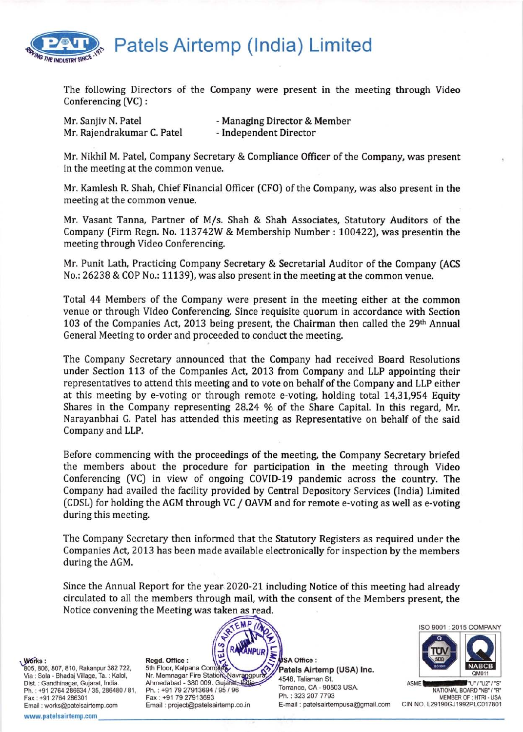The following Directors of the Company were present in the meeting through Video Conferencing (VC) :

Mr. Sanjiv N. Patel - Managing Director & Member
Mr. Rajendrakumar C. Patel - Independent Director

Mr. Nikhil M. Patel, Company Secretary & Compliance Officer of the Company, was present in the meeting at the common venue.

Mr. Kamlesh R. Shah, Chief Financial Officer (CFO) of the Company, was also present in the meeting at the common venue.

Mr. Vasant Tanna, Partner of M/s. Shah & Shah Associates, Statutory Auditors of the Company (Firm Regn. No. 113742W & Membership Number : 100422), was presentin the meeting through Video Conferencing.

Mr. Punit Lath, Practicing Company Secretary & Secretarial Auditor of the Company (ACS No.: 26238 & COP No.: 11139), was also present in the meeting at the common venue.

Total 44 Members of the Company were present in the meeting either at the common venue or through Video Conferencing. Since requisite quorum in accordance with Section 103 of the Companies Act, 2013 being present, the Chairman then called the 29th Annual General Meeting to order and proceeded to conduct the meeting.

The Company Secretary announced that the Company had received Board Resolutions under Section 113 of the Companies Act, 2013 from Company and LLP appointing their representatives to attend this meeting and to vote on behalf of the Company and LLP either at this meeting by e-voting or through remote e-voting, holding total 14,31,954 Equity Shares in the Company representing 28.24 % of the Share Capital. In this regard, Mr. Narayanbhai G. Patel has attended this meeting as Representative on behalf of the said Company and LLP.

Before commencing with the proceedings of the meeting, the Company Secretary briefed the members about the procedure for participation in the meeting through Video Conferencing (VC) in view of ongoing COVID-19 pandemic across the country. The Company had availed the facility provided by Central Depository Services (India) Limited (CDSL) for holding the AGM through VC / OAVM and for remote e-voting as well as e-voting during this meeting.

The Company Secretary then informed that the Statutory Registers as required under the Companies Act, 2013 has been made available electronically for inspection by the members during the AGM.

Since the Annual Report for the year 2020-21 including Notice of this meeting had already circulated to all the members through mail, with the consent of the Members present, the Notice convening the Meeting was taken as read.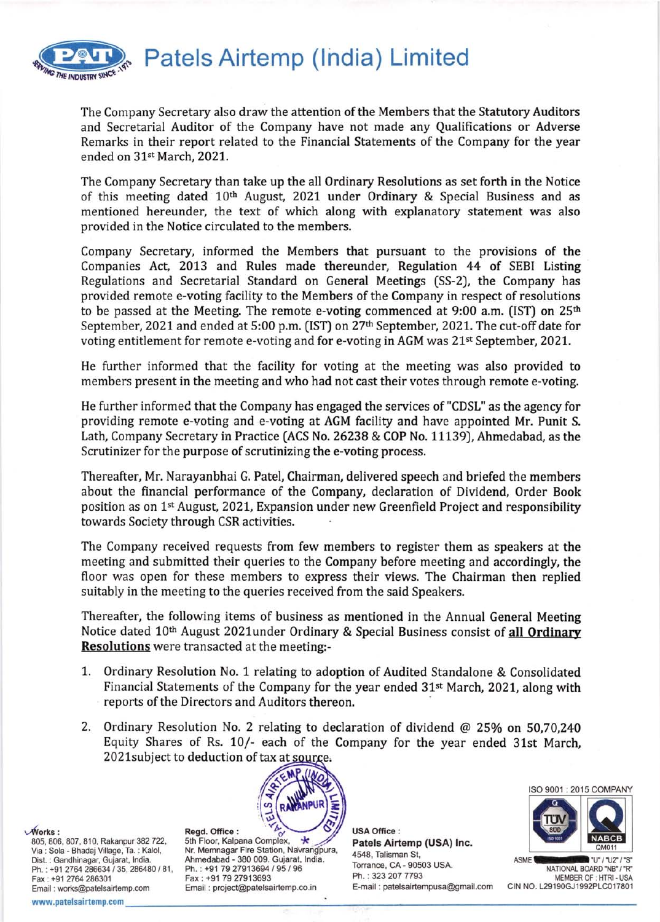# Patels Airtemp (India) Limited

The Company Secretary also draw the attention of the Members that the Statutory Auditors and Secretarial Auditor of the Company have not made any Qualifications or Adverse Remarks in their report related to the Financial Statements of the Company for the year ended on 31st March, 2021.

The Company Secretary than take up the all Ordinary Resolutions as set forth in the Notice of this meeting dated 10th August, 2021 under Ordinary & Special Business and as mentioned hereunder, the text of which along with explanatory statement was also provided in the Notice circulated to the members.

Company Secretary, informed the Members that pursuant to the provisions of the Companies Act, 2013 and Rules made thereunder, Regulation 44 of SEBI Listing Regulations and Secretarial Standard on General Meetings (SS-2), the Company has provided remote e-voting facility to the Members of the Company in respect of resolutions to be passed at the Meeting. The remote e-voting commenced at 9:00 a.m. (IST) on 25th September, 2021 and ended at 5:00 p.m. (IST) on 27th September, 2021. The cut-off date for voting entitlement for remote e-voting and for e-voting in AGM was 21st September, 2021.

He further informed that the facility for voting at the meeting was also provided to members present in the meeting and who had not cast their votes through remote e-voting.

He further informed that the Company has engaged the services of "CDSL" as the agency for providing remote e-voting and e-voting at AGM facility and have appointed Mr. Punit S. Lath, Company Secretary in Practice (ACS No. 26238 & COP No. 11139), Ahmedabad, as the Scrutinizer for the purpose of scrutinizing the e-voting process.

Thereafter, Mr. Narayanbhai G. Patel, Chairman, delivered speech and briefed the members about the financial performance of the Company, declaration of Dividend, Order Book position as on 1st August, 2021, Expansion under new Greenfield Project and responsibility towards Society through CSR activities.

The Company received requests from few members to register them as speakers at the meeting and submitted their queries to the Company before meeting and accordingly, the floor was open for these members to express their views. The Chairman then replied suitably in the meeting to the queries received from the said Speakers.

Thereafter, the following items of business as mentioned in the Annual General Meeting Notice dated 10th August 2021under Ordinary & Special Business consist of **all Ordinary Resolutions** were transacted at the meeting:-

1. Ordinary Resolution No. 1 relating to adoption of Audited Standalone & Consolidated Financial Statements of the Company for the year ended 31st March, 2021, along with reports of the Directors and Auditors thereon.
2. Ordinary Resolution No. 2 relating to declaration of dividend @ 25% on 50,70,240 Equity Shares of Rs. 10/- each of the Company for the year ended 31st March, 2021subject to deduction of tax at source.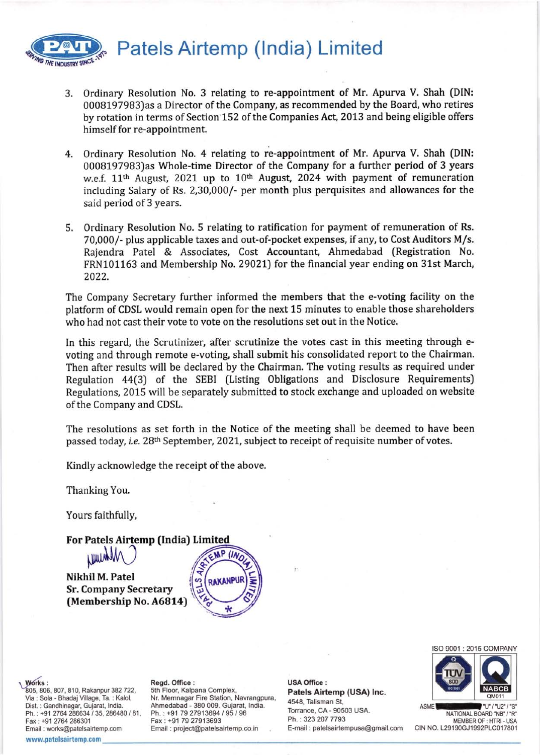3. Ordinary Resolution No. 3 relating to re-appointment of Mr. Apurva V. Shah (DIN: 0008197983)as a Director of the Company, as recommended by the Board, who retires by rotation in terms of Section 152 of the Companies Act, 2013 and being eligible offers himself for re-appointment.

4. Ordinary Resolution No. 4 relating to re-appointment of Mr. Apurva V. Shah (DIN: 0008197983)as Whole-time Director of the Company for a further period of 3 years w.e.f. 11th August, 2021 up to 10th August, 2024 with payment of remuneration including Salary of Rs. 2,30,000/- per month plus perquisites and allowances for the said period of 3 years.

5. Ordinary Resolution No. 5 relating to ratification for payment of remuneration of Rs. 70,000/- plus applicable taxes and out-of-pocket expenses, if any, to Cost Auditors M/s. Rajendra Patel & Associates, Cost Accountant, Ahmedabad (Registration No. FRN101163 and Membership No. 29021) for the financial year ending on 31st March, 2022.

The Company Secretary further informed the members that the e-voting facility on the platform of CDSL would remain open for the next 15 minutes to enable those shareholders who had not cast their vote to vote on the resolutions set out in the Notice.

In this regard, the Scrutinizer, after scrutinize the votes cast in this meeting through e-voting and through remote e-voting, shall submit his consolidated report to the Chairman. Then after results will be declared by the Chairman. The voting results as required under Regulation 44(3) of the SEBI (Listing Obligations and Disclosure Requirements) Regulations, 2015 will be separately submitted to stock exchange and uploaded on website of the Company and CDSL.

The resolutions as set forth in the Notice of the meeting shall be deemed to have been passed today, *i.e.* 28th September, 2021, subject to receipt of requisite number of votes.

Kindly acknowledge the receipt of the above.

Thanking You.

Yours faithfully,

**For Patels Airtemp (India) Limited**

**Nikhil M. Patel**
**Sr. Company Secretary**
**(Membership No. A6814)**